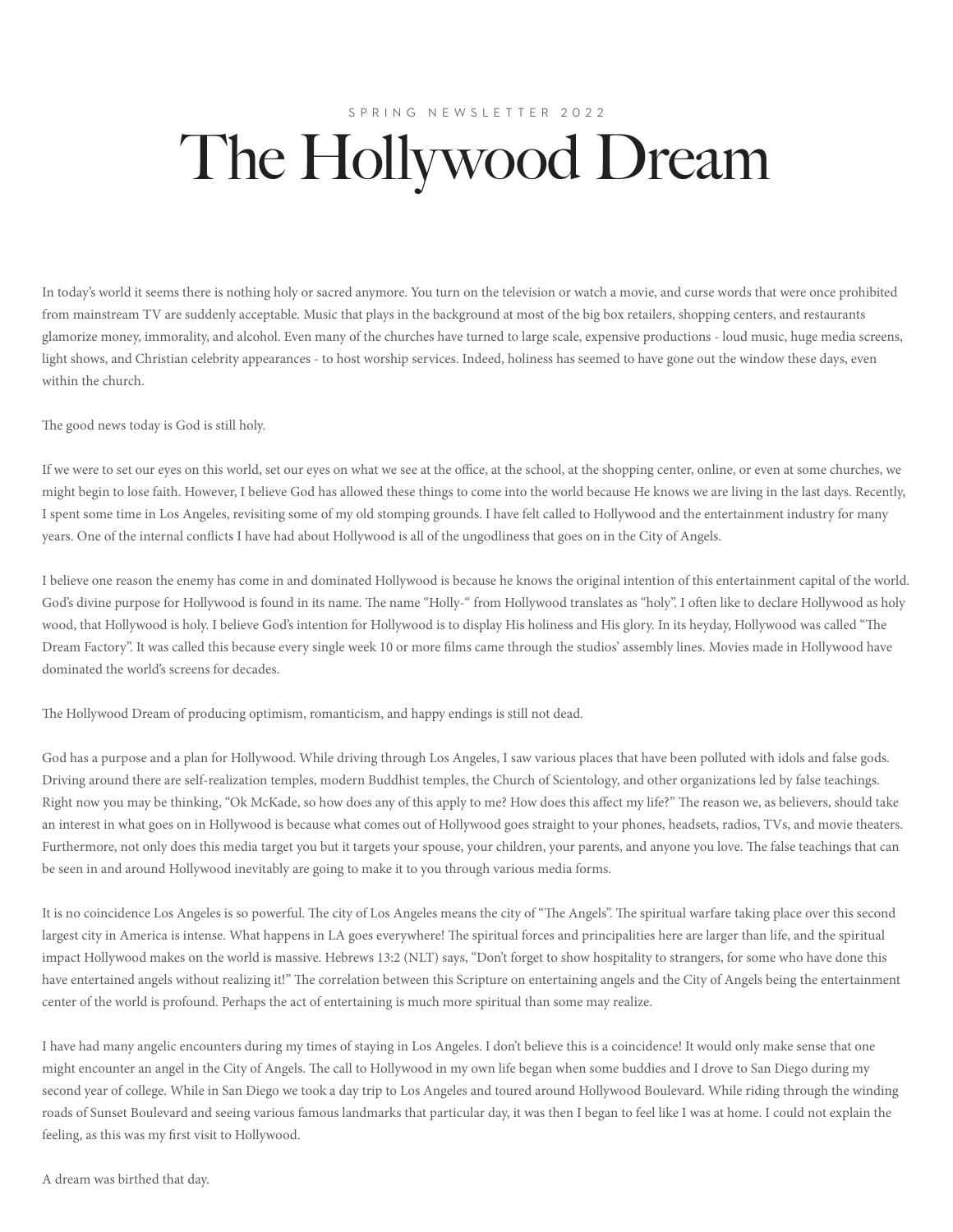SPRING NEWSLETTER 2022

# The Hollywood Dream

In today's world it seems there is nothing holy or sacred anymore. You turn on the television or watch a movie, and curse words that were once prohibited from mainstream TV are suddenly acceptable. Music that plays in the background at most of the big box retailers, shopping centers, and restaurants glamorize money, immorality, and alcohol. Even many of the churches have turned to large scale, expensive productions - loud music, huge media screens, light shows, and Christian celebrity appearances - to host worship services. Indeed, holiness has seemed to have gone out the window these days, even within the church.

The good news today is God is still holy.

If we were to set our eyes on this world, set our eyes on what we see at the office, at the school, at the shopping center, online, or even at some churches, we might begin to lose faith. However, I believe God has allowed these things to come into the world because He knows we are living in the last days. Recently, I spent some time in Los Angeles, revisiting some of my old stomping grounds. I have felt called to Hollywood and the entertainment industry for many years. One of the internal conflicts I have had about Hollywood is all of the ungodliness that goes on in the City of Angels.

I believe one reason the enemy has come in and dominated Hollywood is because he knows the original intention of this entertainment capital of the world. God's divine purpose for Hollywood is found in its name. The name "Holly-" from Hollywood translates as "holy". I often like to declare Hollywood as holy wood, that Hollywood is holy. I believe God's intention for Hollywood is to display His holiness and His glory. In its heyday, Hollywood was called "The Dream Factory". It was called this because every single week 10 or more films came through the studios' assembly lines. Movies made in Hollywood have dominated the world's screens for decades.

The Hollywood Dream of producing optimism, romanticism, and happy endings is still not dead.

God has a purpose and a plan for Hollywood. While driving through Los Angeles, I saw various places that have been polluted with idols and false gods. Driving around there are self-realization temples, modern Buddhist temples, the Church of Scientology, and other organizations led by false teachings. Right now you may be thinking, "Ok McKade, so how does any of this apply to me? How does this affect my life?" The reason we, as believers, should take an interest in what goes on in Hollywood is because what comes out of Hollywood goes straight to your phones, headsets, radios, TVs, and movie theaters. Furthermore, not only does this media target you but it targets your spouse, your children, your parents, and anyone you love. The false teachings that can be seen in and around Hollywood inevitably are going to make it to you through various media forms.

It is no coincidence Los Angeles is so powerful. The city of Los Angeles means the city of "The Angels". The spiritual warfare taking place over this second largest city in America is intense. What happens in LA goes everywhere! The spiritual forces and principalities here are larger than life, and the spiritual impact Hollywood makes on the world is massive. Hebrews 13:2 (NLT) says, "Don't forget to show hospitality to strangers, for some who have done this have entertained angels without realizing it!" The correlation between this Scripture on entertaining angels and the City of Angels being the entertainment center of the world is profound. Perhaps the act of entertaining is much more spiritual than some may realize.

I have had many angelic encounters during my times of staying in Los Angeles. I don't believe this is a coincidence! It would only make sense that one might encounter an angel in the City of Angels. The call to Hollywood in my own life began when some buddies and I drove to San Diego during my second year of college. While in San Diego we took a day trip to Los Angeles and toured around Hollywood Boulevard. While riding through the winding roads of Sunset Boulevard and seeing various famous landmarks that particular day, it was then I began to feel like I was at home. I could not explain the feeling, as this was my first visit to Hollywood.

A dream was birthed that day.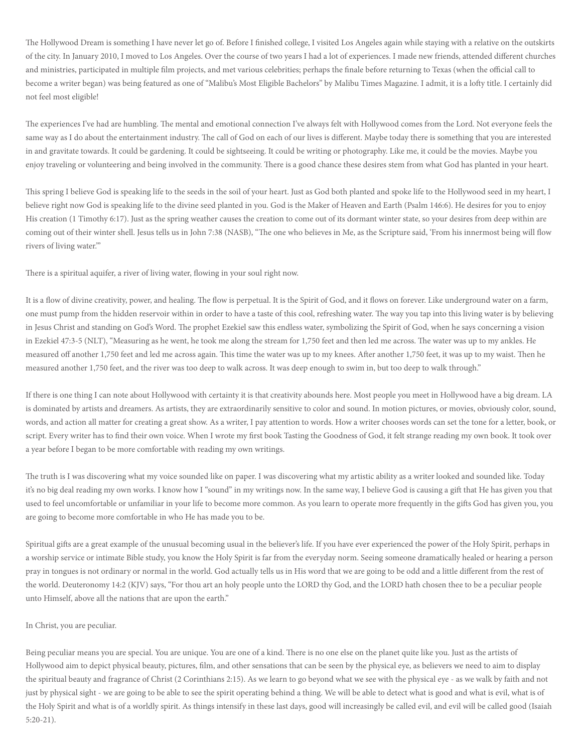The Hollywood Dream is something I have never let go of. Before I finished college, I visited Los Angeles again while staying with a relative on the outskirts of the city. In January 2010, I moved to Los Angeles. Over the course of two years I had a lot of experiences. I made new friends, attended different churches and ministries, participated in multiple film projects, and met various celebrities; perhaps the finale before returning to Texas (when the official call to become a writer began) was being featured as one of "Malibu's Most Eligible Bachelors" by Malibu Times Magazine. I admit, it is a lofty title. I certainly did not feel most eligible!

The experiences I've had are humbling. The mental and emotional connection I've always felt with Hollywood comes from the Lord. Not everyone feels the same way as I do about the entertainment industry. The call of God on each of our lives is different. Maybe today there is something that you are interested in and gravitate towards. It could be gardening. It could be sightseeing. It could be writing or photography. Like me, it could be the movies. Maybe you enjoy traveling or volunteering and being involved in the community. There is a good chance these desires stem from what God has planted in your heart.

This spring I believe God is speaking life to the seeds in the soil of your heart. Just as God both planted and spoke life to the Hollywood seed in my heart, I believe right now God is speaking life to the divine seed planted in you. God is the Maker of Heaven and Earth (Psalm 146:6). He desires for you to enjoy His creation (1 Timothy 6:17). Just as the spring weather causes the creation to come out of its dormant winter state, so your desires from deep within are coming out of their winter shell. Jesus tells us in John 7:38 (NASB), "The one who believes in Me, as the Scripture said, 'From his innermost being will flow rivers of living water.'"

There is a spiritual aquifer, a river of living water, flowing in your soul right now.

It is a flow of divine creativity, power, and healing. The flow is perpetual. It is the Spirit of God, and it flows on forever. Like underground water on a farm, one must pump from the hidden reservoir within in order to have a taste of this cool, refreshing water. The way you tap into this living water is by believing in Jesus Christ and standing on God's Word. The prophet Ezekiel saw this endless water, symbolizing the Spirit of God, when he says concerning a vision in Ezekiel 47:3-5 (NLT), "Measuring as he went, he took me along the stream for 1,750 feet and then led me across. The water was up to my ankles. He measured off another 1,750 feet and led me across again. This time the water was up to my knees. After another 1,750 feet, it was up to my waist. Then he measured another 1,750 feet, and the river was too deep to walk across. It was deep enough to swim in, but too deep to walk through."

If there is one thing I can note about Hollywood with certainty it is that creativity abounds here. Most people you meet in Hollywood have a big dream. LA is dominated by artists and dreamers. As artists, they are extraordinarily sensitive to color and sound. In motion pictures, or movies, obviously color, sound, words, and action all matter for creating a great show. As a writer, I pay attention to words. How a writer chooses words can set the tone for a letter, book, or script. Every writer has to find their own voice. When I wrote my first book Tasting the Goodness of God, it felt strange reading my own book. It took over a year before I began to be more comfortable with reading my own writings.

The truth is I was discovering what my voice sounded like on paper. I was discovering what my artistic ability as a writer looked and sounded like. Today it's no big deal reading my own works. I know how I "sound" in my writings now. In the same way, I believe God is causing a gift that He has given you that used to feel uncomfortable or unfamiliar in your life to become more common. As you learn to operate more frequently in the gifts God has given you, you are going to become more comfortable in who He has made you to be.

Spiritual gifts are a great example of the unusual becoming usual in the believer's life. If you have ever experienced the power of the Holy Spirit, perhaps in a worship service or intimate Bible study, you know the Holy Spirit is far from the everyday norm. Seeing someone dramatically healed or hearing a person pray in tongues is not ordinary or normal in the world. God actually tells us in His word that we are going to be odd and a little different from the rest of the world. Deuteronomy 14:2 (KJV) says, "For thou art an holy people unto the LORD thy God, and the LORD hath chosen thee to be a peculiar people unto Himself, above all the nations that are upon the earth."

In Christ, you are peculiar.

Being peculiar means you are special. You are unique. You are one of a kind. There is no one else on the planet quite like you. Just as the artists of Hollywood aim to depict physical beauty, pictures, film, and other sensations that can be seen by the physical eye, as believers we need to aim to display the spiritual beauty and fragrance of Christ (2 Corinthians 2:15). As we learn to go beyond what we see with the physical eye - as we walk by faith and not just by physical sight - we are going to be able to see the spirit operating behind a thing. We will be able to detect what is good and what is evil, what is of the Holy Spirit and what is of a worldly spirit. As things intensify in these last days, good will increasingly be called evil, and evil will be called good (Isaiah 5:20-21).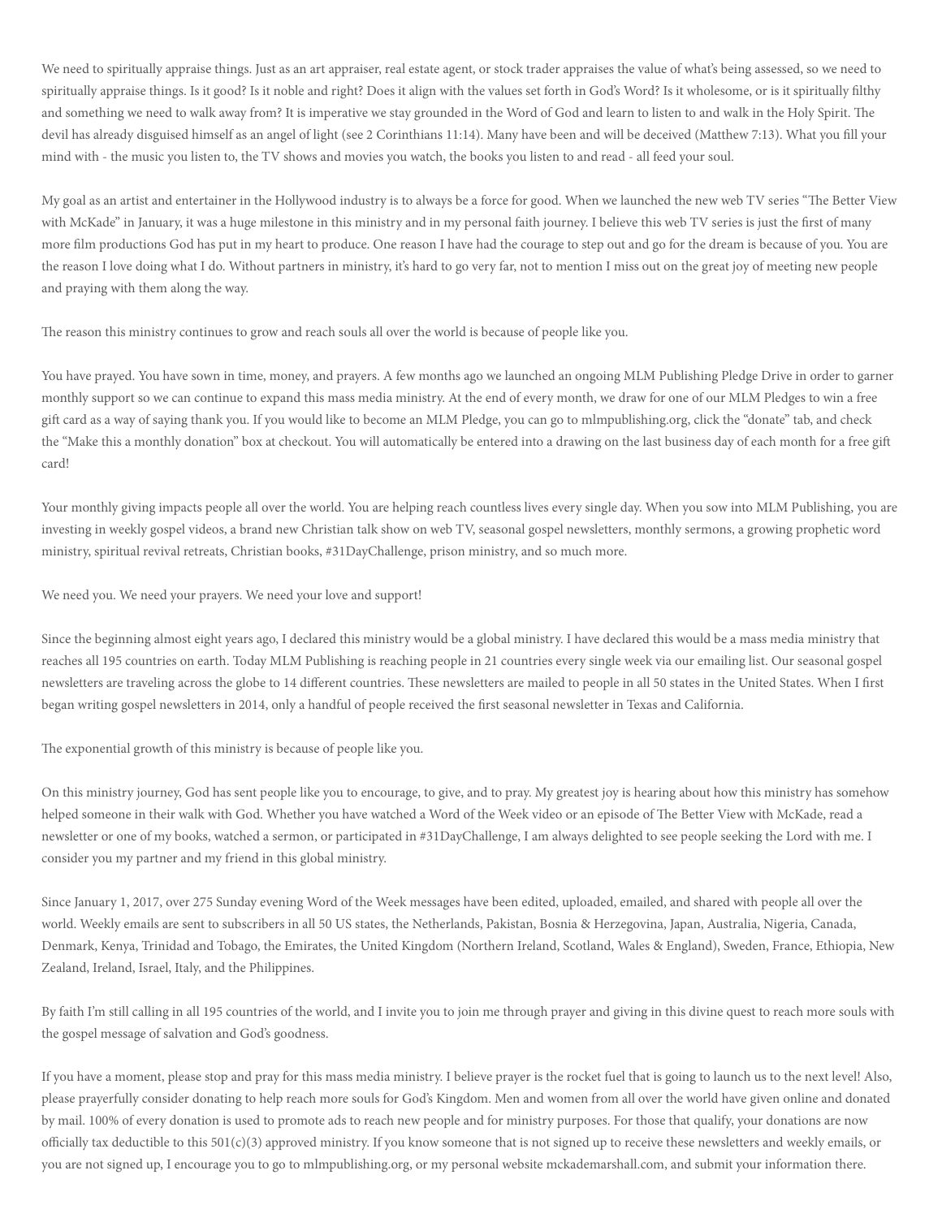We need to spiritually appraise things. Just as an art appraiser, real estate agent, or stock trader appraises the value of what's being assessed, so we need to spiritually appraise things. Is it good? Is it noble and right? Does it align with the values set forth in God's Word? Is it wholesome, or is it spiritually filthy and something we need to walk away from? It is imperative we stay grounded in the Word of God and learn to listen to and walk in the Holy Spirit. The devil has already disguised himself as an angel of light (see 2 Corinthians 11:14). Many have been and will be deceived (Matthew 7:13). What you fill your mind with - the music you listen to, the TV shows and movies you watch, the books you listen to and read - all feed your soul.

My goal as an artist and entertainer in the Hollywood industry is to always be a force for good. When we launched the new web TV series "The Better View with McKade" in January, it was a huge milestone in this ministry and in my personal faith journey. I believe this web TV series is just the first of many more film productions God has put in my heart to produce. One reason I have had the courage to step out and go for the dream is because of you. You are the reason I love doing what I do. Without partners in ministry, it's hard to go very far, not to mention I miss out on the great joy of meeting new people and praying with them along the way.

The reason this ministry continues to grow and reach souls all over the world is because of people like you.

You have prayed. You have sown in time, money, and prayers. A few months ago we launched an ongoing MLM Publishing Pledge Drive in order to garner monthly support so we can continue to expand this mass media ministry. At the end of every month, we draw for one of our MLM Pledges to win a free gift card as a way of saying thank you. If you would like to become an MLM Pledge, you can go to mlmpublishing.org, click the "donate" tab, and check the "Make this a monthly donation" box at checkout. You will automatically be entered into a drawing on the last business day of each month for a free gift card!

Your monthly giving impacts people all over the world. You are helping reach countless lives every single day. When you sow into MLM Publishing, you are investing in weekly gospel videos, a brand new Christian talk show on web TV, seasonal gospel newsletters, monthly sermons, a growing prophetic word ministry, spiritual revival retreats, Christian books, #31DayChallenge, prison ministry, and so much more.

We need you. We need your prayers. We need your love and support!

Since the beginning almost eight years ago, I declared this ministry would be a global ministry. I have declared this would be a mass media ministry that reaches all 195 countries on earth. Today MLM Publishing is reaching people in 21 countries every single week via our emailing list. Our seasonal gospel newsletters are traveling across the globe to 14 different countries. These newsletters are mailed to people in all 50 states in the United States. When I first began writing gospel newsletters in 2014, only a handful of people received the first seasonal newsletter in Texas and California.

The exponential growth of this ministry is because of people like you.

On this ministry journey, God has sent people like you to encourage, to give, and to pray. My greatest joy is hearing about how this ministry has somehow helped someone in their walk with God. Whether you have watched a Word of the Week video or an episode of The Better View with McKade, read a newsletter or one of my books, watched a sermon, or participated in #31DayChallenge, I am always delighted to see people seeking the Lord with me. I consider you my partner and my friend in this global ministry.

Since January 1, 2017, over 275 Sunday evening Word of the Week messages have been edited, uploaded, emailed, and shared with people all over the world. Weekly emails are sent to subscribers in all 50 US states, the Netherlands, Pakistan, Bosnia & Herzegovina, Japan, Australia, Nigeria, Canada, Denmark, Kenya, Trinidad and Tobago, the Emirates, the United Kingdom (Northern Ireland, Scotland, Wales & England), Sweden, France, Ethiopia, New Zealand, Ireland, Israel, Italy, and the Philippines.

By faith I'm still calling in all 195 countries of the world, and I invite you to join me through prayer and giving in this divine quest to reach more souls with the gospel message of salvation and God's goodness.

If you have a moment, please stop and pray for this mass media ministry. I believe prayer is the rocket fuel that is going to launch us to the next level! Also, please prayerfully consider donating to help reach more souls for God's Kingdom. Men and women from all over the world have given online and donated by mail. 100% of every donation is used to promote ads to reach new people and for ministry purposes. For those that qualify, your donations are now officially tax deductible to this 501(c)(3) approved ministry. If you know someone that is not signed up to receive these newsletters and weekly emails, or you are not signed up, I encourage you to go to mlmpublishing.org, or my personal website mckademarshall.com, and submit your information there.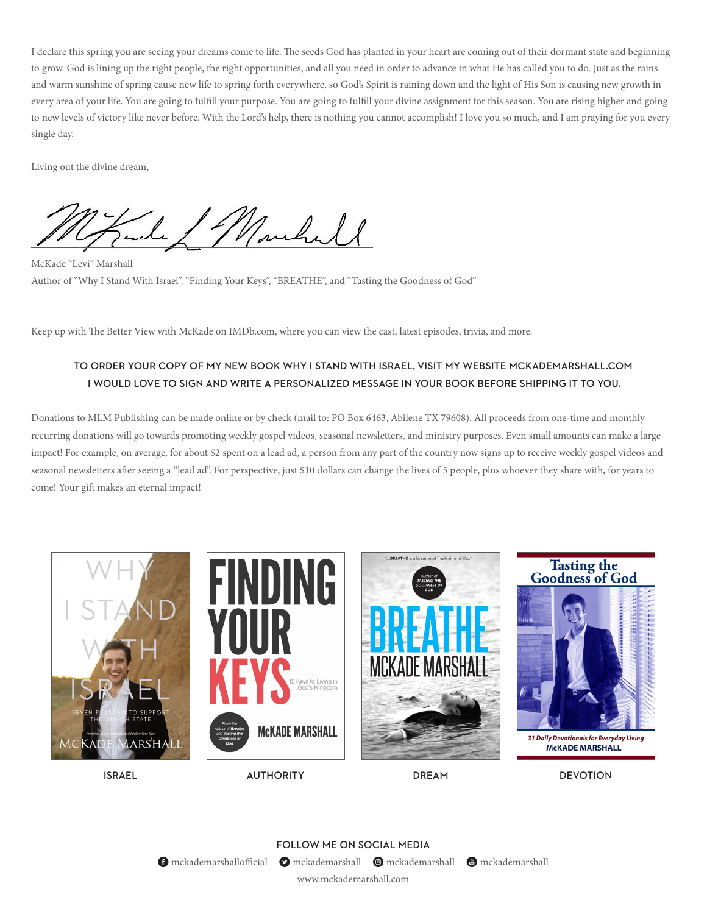I declare this spring you are seeing your dreams come to life. The seeds God has planted in your heart are coming out of their dormant state and beginning to grow. God is lining up the right people, the right opportunities, and all you need in order to advance in what He has called you to do. Just as the rains and warm sunshine of spring cause new life to spring forth everywhere, so God's Spirit is raining down and the light of His Son is causing new growth in every area of your life. You are going to fulfill your purpose. You are going to fulfill your divine assignment for this season. You are rising higher and going to new levels of victory like never before. With the Lord's help, there is nothing you cannot accomplish! I love you so much, and I am praying for you every single day.

Living out the divine dream,

McKade "Levi" Marshall
Author of "Why I Stand With Israel", "Finding Your Keys", "BREATHE", and "Tasting the Goodness of God"

Keep up with The Better View with McKade on IMDb.com, where you can view the cast, latest episodes, trivia, and more.

**TO ORDER YOUR COPY OF MY NEW BOOK WHY I STAND WITH ISRAEL, VISIT MY WEBSITE MCKADEMARSHALL.COM**
**I WOULD LOVE TO SIGN AND WRITE A PERSONALIZED MESSAGE IN YOUR BOOK BEFORE SHIPPING IT TO YOU.**

Donations to MLM Publishing can be made online or by check (mail to: PO Box 6463, Abilene TX 79608). All proceeds from one-time and monthly recurring donations will go towards promoting weekly gospel videos, seasonal newsletters, and ministry purposes. Even small amounts can make a large impact! For example, on average, for about $2 spent on a lead ad, a person from any part of the country now signs up to receive weekly gospel videos and seasonal newsletters after seeing a "lead ad". For perspective, just $10 dollars can change the lives of 5 people, plus whoever they share with, for years to come! Your gift makes an eternal impact!

ISRAEL

AUTHORITY

DREAM

DEVOTION

FOLLOW ME ON SOCIAL MEDIA

mckademarshallofficial mckademarshall mckademarshall mckademarshall

www.mckademarshall.com